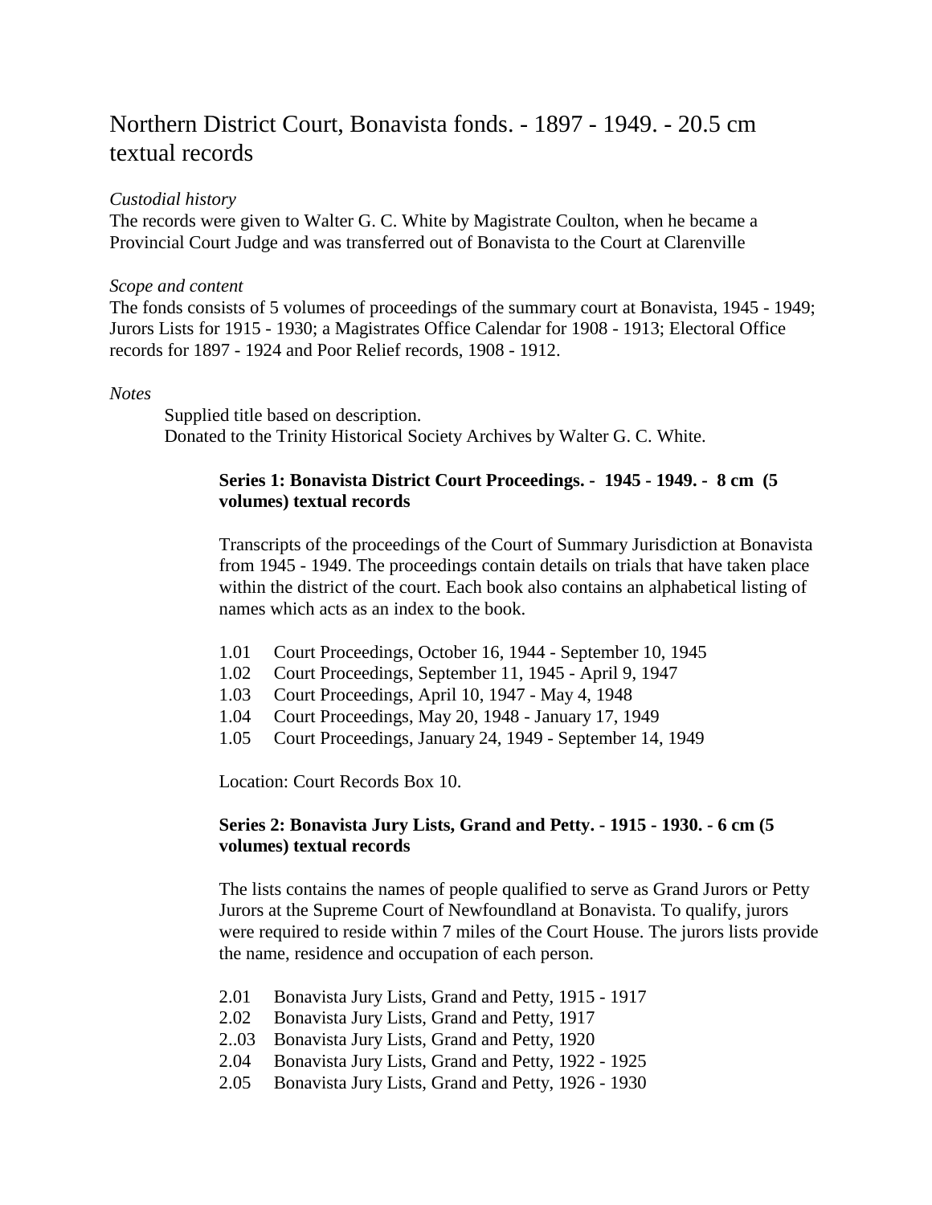# Northern District Court, Bonavista fonds. - 1897 - 1949. - 20.5 cm textual records

*Custodial history*

The records were given to Walter G. C. White by Magistrate Coulton, when he became a Provincial Court Judge and was transferred out of Bonavista to the Court at Clarenville

*Scope and content*

The fonds consists of 5 volumes of proceedings of the summary court at Bonavista, 1945 - 1949; Jurors Lists for 1915 - 1930; a Magistrates Office Calendar for 1908 - 1913; Electoral Office records for 1897 - 1924 and Poor Relief records, 1908 - 1912.

*Notes*

Supplied title based on description.
Donated to the Trinity Historical Society Archives by Walter G. C. White.

**Series 1: Bonavista District Court Proceedings. - 1945 - 1949. - 8 cm (5 volumes) textual records**

Transcripts of the proceedings of the Court of Summary Jurisdiction at Bonavista from 1945 - 1949. The proceedings contain details on trials that have taken place within the district of the court. Each book also contains an alphabetical listing of names which acts as an index to the book.

1.01 Court Proceedings, October 16, 1944 - September 10, 1945
1.02 Court Proceedings, September 11, 1945 - April 9, 1947
1.03 Court Proceedings, April 10, 1947 - May 4, 1948
1.04 Court Proceedings, May 20, 1948 - January 17, 1949
1.05 Court Proceedings, January 24, 1949 - September 14, 1949

Location: Court Records Box 10.

**Series 2: Bonavista Jury Lists, Grand and Petty. - 1915 - 1930. - 6 cm (5 volumes) textual records**

The lists contains the names of people qualified to serve as Grand Jurors or Petty Jurors at the Supreme Court of Newfoundland at Bonavista. To qualify, jurors were required to reside within 7 miles of the Court House. The jurors lists provide the name, residence and occupation of each person.

2.01 Bonavista Jury Lists, Grand and Petty, 1915 - 1917
2.02 Bonavista Jury Lists, Grand and Petty, 1917
2..03 Bonavista Jury Lists, Grand and Petty, 1920
2.04 Bonavista Jury Lists, Grand and Petty, 1922 - 1925
2.05 Bonavista Jury Lists, Grand and Petty, 1926 - 1930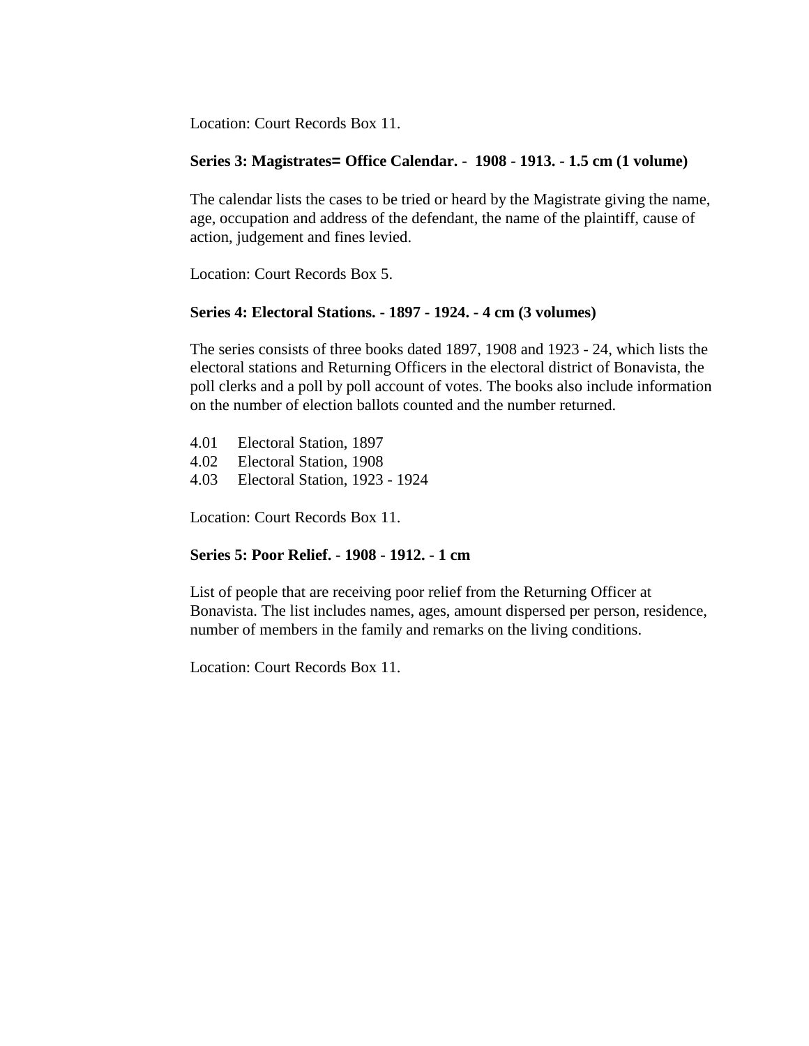Location: Court Records Box 11.

**Series 3: Magistrates= Office Calendar. - 1908 - 1913. - 1.5 cm (1 volume)**

The calendar lists the cases to be tried or heard by the Magistrate giving the name, age, occupation and address of the defendant, the name of the plaintiff, cause of action, judgement and fines levied.

Location: Court Records Box 5.

**Series 4: Electoral Stations. - 1897 - 1924. - 4 cm (3 volumes)**

The series consists of three books dated 1897, 1908 and 1923 - 24, which lists the electoral stations and Returning Officers in the electoral district of Bonavista, the poll clerks and a poll by poll account of votes. The books also include information on the number of election ballots counted and the number returned.

4.01 Electoral Station, 1897
4.02 Electoral Station, 1908
4.03 Electoral Station, 1923 - 1924

Location: Court Records Box 11.

**Series 5: Poor Relief. - 1908 - 1912. - 1 cm**

List of people that are receiving poor relief from the Returning Officer at Bonavista. The list includes names, ages, amount dispersed per person, residence, number of members in the family and remarks on the living conditions.

Location: Court Records Box 11.